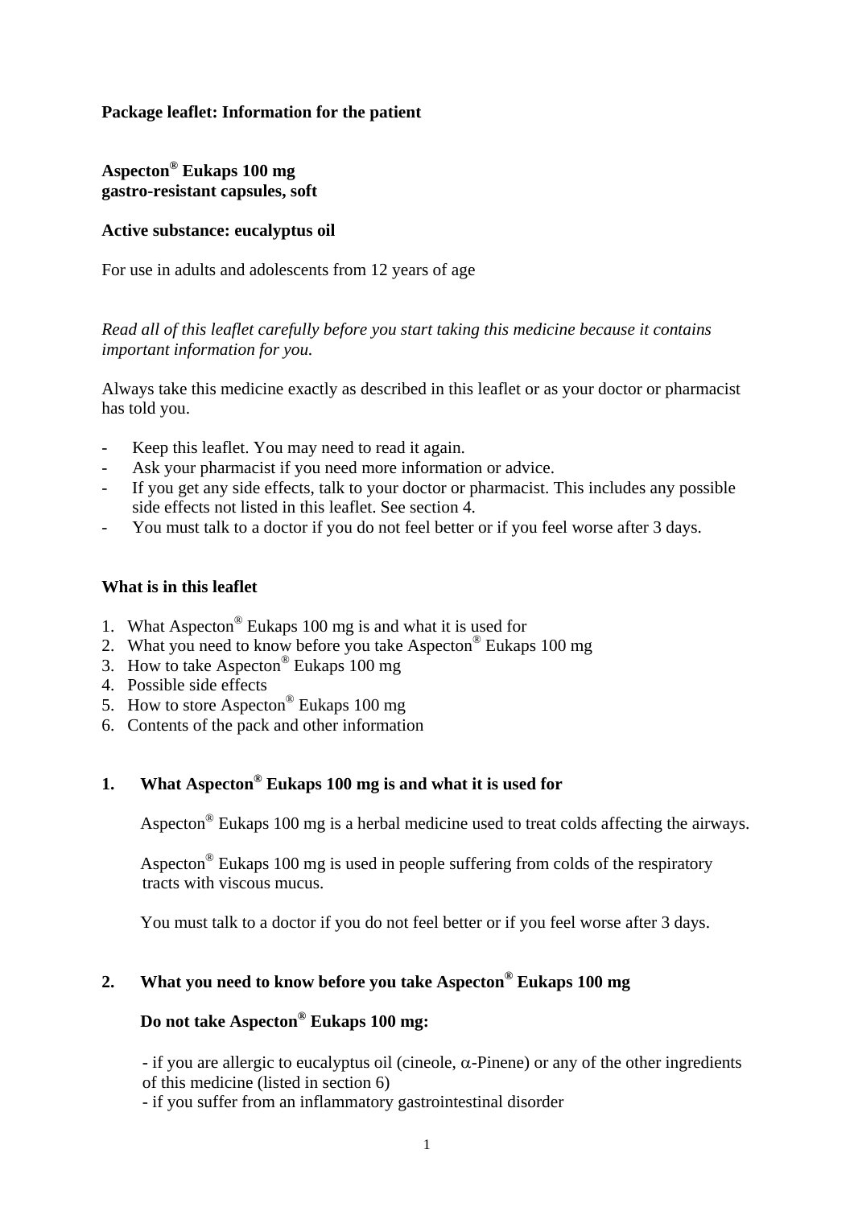**Package leaflet: Information for the patient**

**Aspecton® Eukaps 100 mg**
**gastro-resistant capsules, soft**

**Active substance: eucalyptus oil**

For use in adults and adolescents from 12 years of age

*Read all of this leaflet carefully before you start taking this medicine because it contains important information for you.*

Always take this medicine exactly as described in this leaflet or as your doctor or pharmacist has told you.

- Keep this leaflet. You may need to read it again.
- Ask your pharmacist if you need more information or advice.
- If you get any side effects, talk to your doctor or pharmacist. This includes any possible side effects not listed in this leaflet. See section 4.
- You must talk to a doctor if you do not feel better or if you feel worse after 3 days.

**What is in this leaflet**

1. What Aspecton® Eukaps 100 mg is and what it is used for
2. What you need to know before you take Aspecton® Eukaps 100 mg
3. How to take Aspecton® Eukaps 100 mg
4. Possible side effects
5. How to store Aspecton® Eukaps 100 mg
6. Contents of the pack and other information

## 1. What Aspecton® Eukaps 100 mg is and what it is used for

Aspecton® Eukaps 100 mg is a herbal medicine used to treat colds affecting the airways.

Aspecton® Eukaps 100 mg is used in people suffering from colds of the respiratory tracts with viscous mucus.

You must talk to a doctor if you do not feel better or if you feel worse after 3 days.

## 2. What you need to know before you take Aspecton® Eukaps 100 mg

**Do not take Aspecton® Eukaps 100 mg:**

- if you are allergic to eucalyptus oil (cineole, $\alpha$-Pinene) or any of the other ingredients of this medicine (listed in section 6)
- if you suffer from an inflammatory gastrointestinal disorder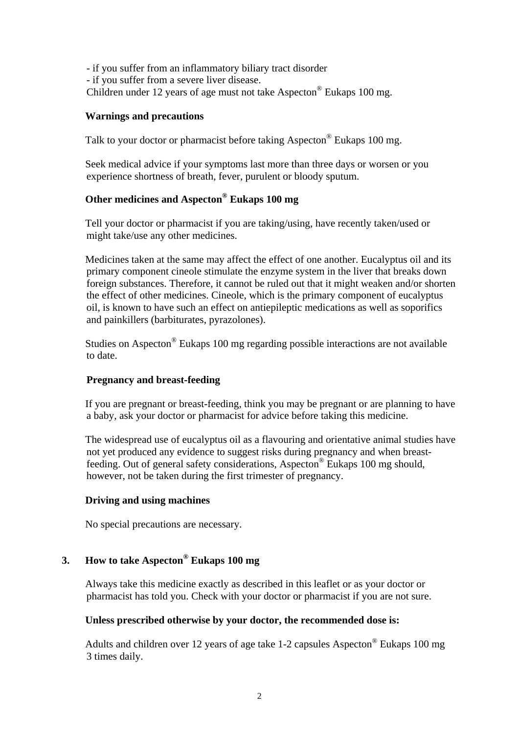- if you suffer from an inflammatory biliary tract disorder
- if you suffer from a severe liver disease.

Children under 12 years of age must not take Aspecton® Eukaps 100 mg.

**Warnings and precautions**

Talk to your doctor or pharmacist before taking Aspecton® Eukaps 100 mg.

Seek medical advice if your symptoms last more than three days or worsen or you experience shortness of breath, fever, purulent or bloody sputum.

**Other medicines and Aspecton® Eukaps 100 mg**

Tell your doctor or pharmacist if you are taking/using, have recently taken/used or might take/use any other medicines.

Medicines taken at the same may affect the effect of one another. Eucalyptus oil and its primary component cineole stimulate the enzyme system in the liver that breaks down foreign substances. Therefore, it cannot be ruled out that it might weaken and/or shorten the effect of other medicines. Cineole, which is the primary component of eucalyptus oil, is known to have such an effect on antiepileptic medications as well as soporifics and painkillers (barbiturates, pyrazolones).

Studies on Aspecton® Eukaps 100 mg regarding possible interactions are not available to date.

**Pregnancy and breast-feeding**

If you are pregnant or breast-feeding, think you may be pregnant or are planning to have a baby, ask your doctor or pharmacist for advice before taking this medicine.

The widespread use of eucalyptus oil as a flavouring and orientative animal studies have not yet produced any evidence to suggest risks during pregnancy and when breast-feeding. Out of general safety considerations, Aspecton® Eukaps 100 mg should, however, not be taken during the first trimester of pregnancy.

**Driving and using machines**

No special precautions are necessary.

## 3. How to take Aspecton® Eukaps 100 mg

Always take this medicine exactly as described in this leaflet or as your doctor or pharmacist has told you. Check with your doctor or pharmacist if you are not sure.

**Unless prescribed otherwise by your doctor, the recommended dose is:**

Adults and children over 12 years of age take 1-2 capsules Aspecton® Eukaps 100 mg 3 times daily.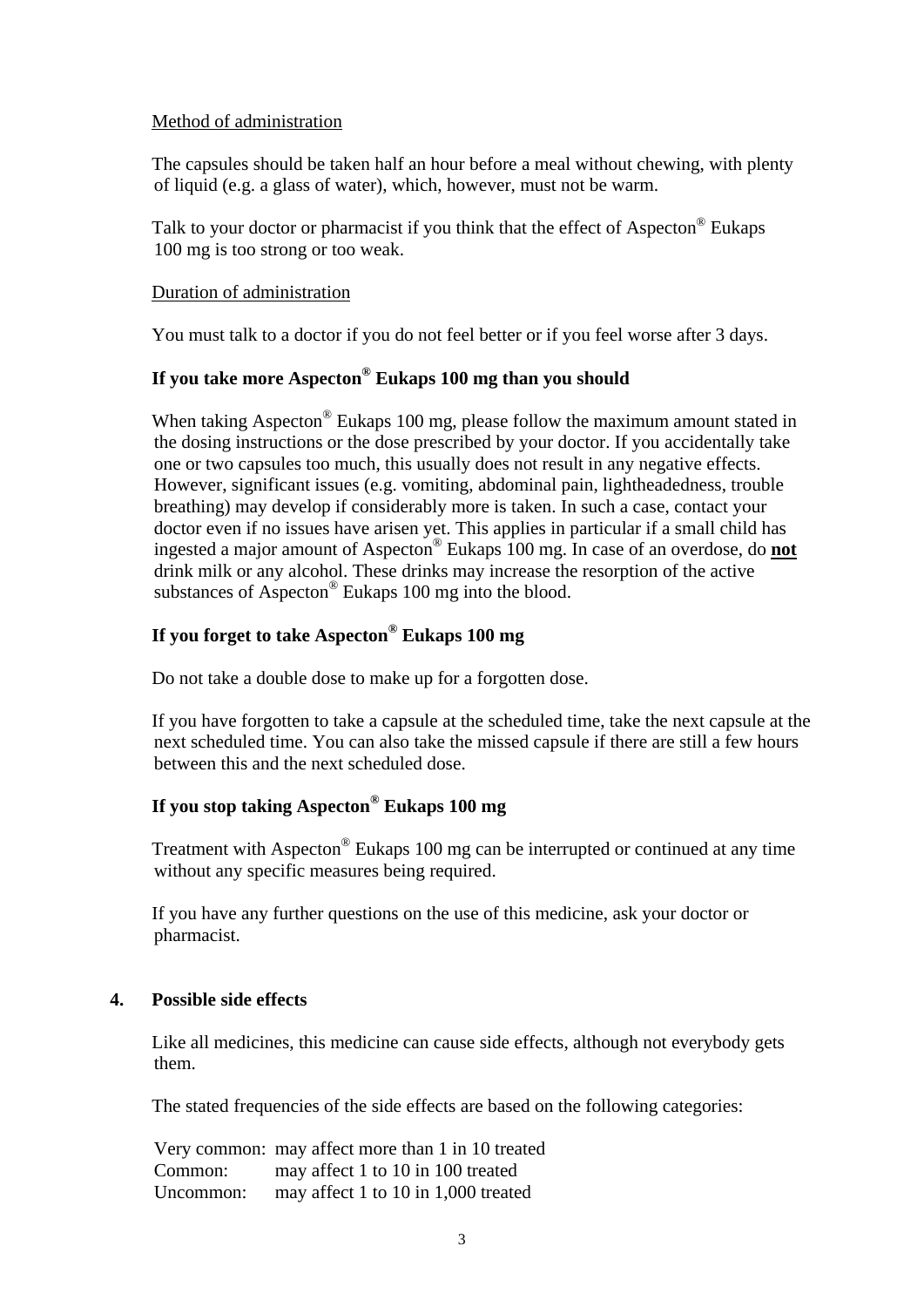Method of administration

The capsules should be taken half an hour before a meal without chewing, with plenty of liquid (e.g. a glass of water), which, however, must not be warm.

Talk to your doctor or pharmacist if you think that the effect of Aspecton® Eukaps 100 mg is too strong or too weak.

Duration of administration

You must talk to a doctor if you do not feel better or if you feel worse after 3 days.

**If you take more Aspecton® Eukaps 100 mg than you should**

When taking Aspecton® Eukaps 100 mg, please follow the maximum amount stated in the dosing instructions or the dose prescribed by your doctor. If you accidentally take one or two capsules too much, this usually does not result in any negative effects. However, significant issues (e.g. vomiting, abdominal pain, lightheadedness, trouble breathing) may develop if considerably more is taken. In such a case, contact your doctor even if no issues have arisen yet. This applies in particular if a small child has ingested a major amount of Aspecton® Eukaps 100 mg. In case of an overdose, do **not** drink milk or any alcohol. These drinks may increase the resorption of the active substances of Aspecton® Eukaps 100 mg into the blood.

**If you forget to take Aspecton® Eukaps 100 mg**

Do not take a double dose to make up for a forgotten dose.

If you have forgotten to take a capsule at the scheduled time, take the next capsule at the next scheduled time. You can also take the missed capsule if there are still a few hours between this and the next scheduled dose.

**If you stop taking Aspecton® Eukaps 100 mg**

Treatment with Aspecton® Eukaps 100 mg can be interrupted or continued at any time without any specific measures being required.

If you have any further questions on the use of this medicine, ask your doctor or pharmacist.

## 4. Possible side effects

Like all medicines, this medicine can cause side effects, although not everybody gets them.

The stated frequencies of the side effects are based on the following categories:

| | |
|---|---|
| Very common: | may affect more than 1 in 10 treated |
| Common: | may affect 1 to 10 in 100 treated |
| Uncommon: | may affect 1 to 10 in 1,000 treated |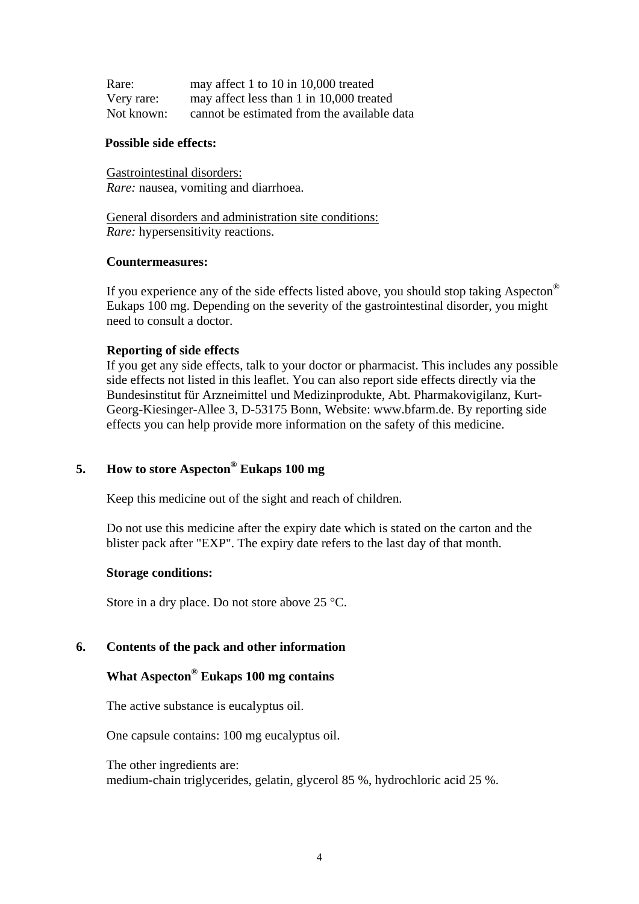| | |
|---|---|
| Rare: | may affect 1 to 10 in 10,000 treated |
| Very rare: | may affect less than 1 in 10,000 treated |
| Not known: | cannot be estimated from the available data |

**Possible side effects:**

Gastrointestinal disorders:
*Rare:* nausea, vomiting and diarrhoea.

General disorders and administration site conditions:
*Rare:* hypersensitivity reactions.

**Countermeasures:**

If you experience any of the side effects listed above, you should stop taking Aspecton® Eukaps 100 mg. Depending on the severity of the gastrointestinal disorder, you might need to consult a doctor.

**Reporting of side effects**
If you get any side effects, talk to your doctor or pharmacist. This includes any possible side effects not listed in this leaflet. You can also report side effects directly via the Bundesinstitut für Arzneimittel und Medizinprodukte, Abt. Pharmakovigilanz, Kurt-Georg-Kiesinger-Allee 3, D-53175 Bonn, Website: www.bfarm.de. By reporting side effects you can help provide more information on the safety of this medicine.

## 5. How to store Aspecton® Eukaps 100 mg

Keep this medicine out of the sight and reach of children.

Do not use this medicine after the expiry date which is stated on the carton and the blister pack after "EXP". The expiry date refers to the last day of that month.

**Storage conditions:**

Store in a dry place. Do not store above 25 °C.

## 6. Contents of the pack and other information

### What Aspecton® Eukaps 100 mg contains

The active substance is eucalyptus oil.

One capsule contains: 100 mg eucalyptus oil.

The other ingredients are:
medium-chain triglycerides, gelatin, glycerol 85 %, hydrochloric acid 25 %.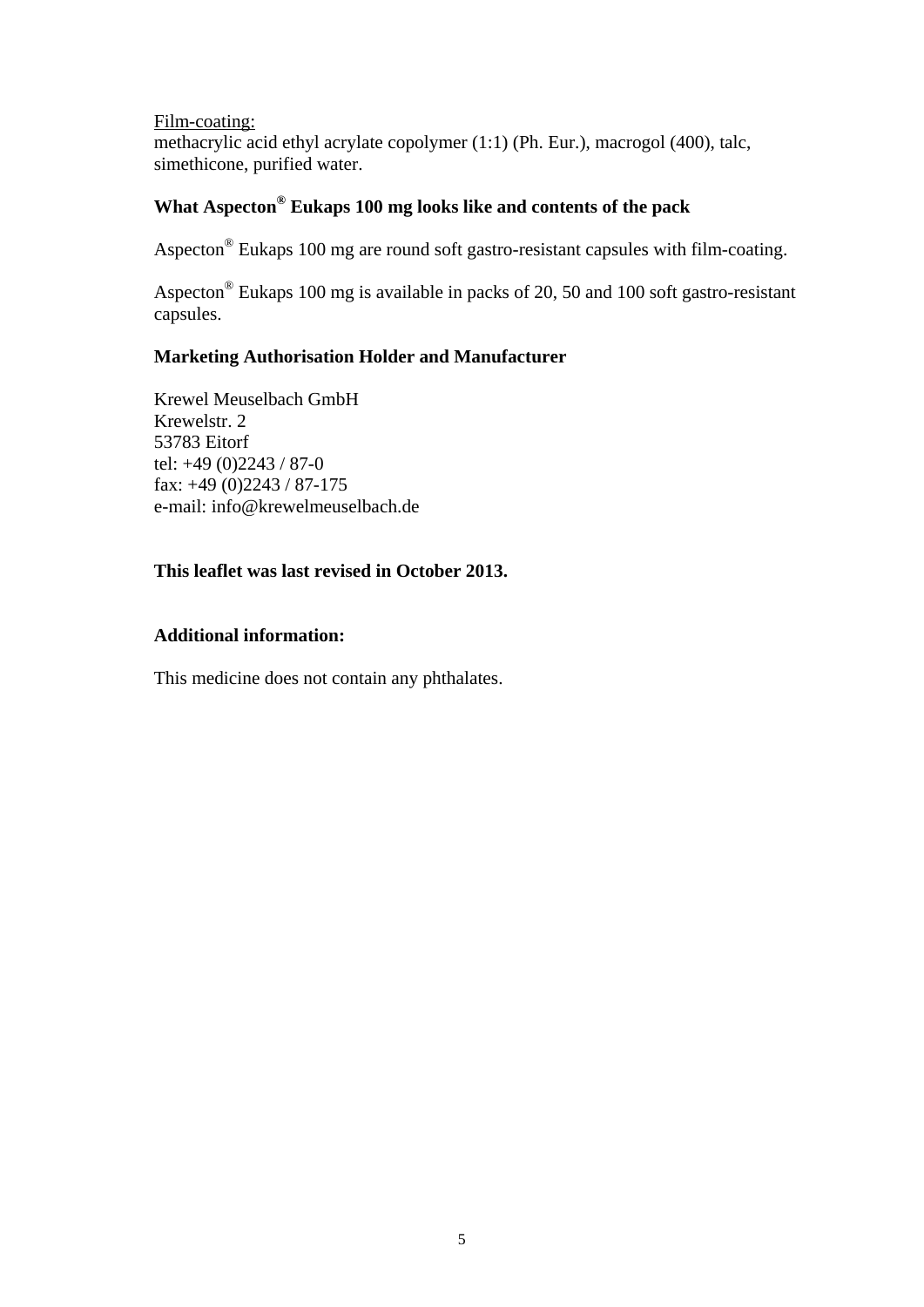Film-coating:
methacrylic acid ethyl acrylate copolymer (1:1) (Ph. Eur.), macrogol (400), talc, simethicone, purified water.

### What Aspecton® Eukaps 100 mg looks like and contents of the pack

Aspecton® Eukaps 100 mg are round soft gastro-resistant capsules with film-coating.

Aspecton® Eukaps 100 mg is available in packs of 20, 50 and 100 soft gastro-resistant capsules.

### Marketing Authorisation Holder and Manufacturer

Krewel Meuselbach GmbH
Krewelstr. 2
53783 Eitorf
tel: +49 (0)2243 / 87-0
fax: +49 (0)2243 / 87-175
e-mail: info@krewelmeuselbach.de

**This leaflet was last revised in October 2013.**

### Additional information:

This medicine does not contain any phthalates.